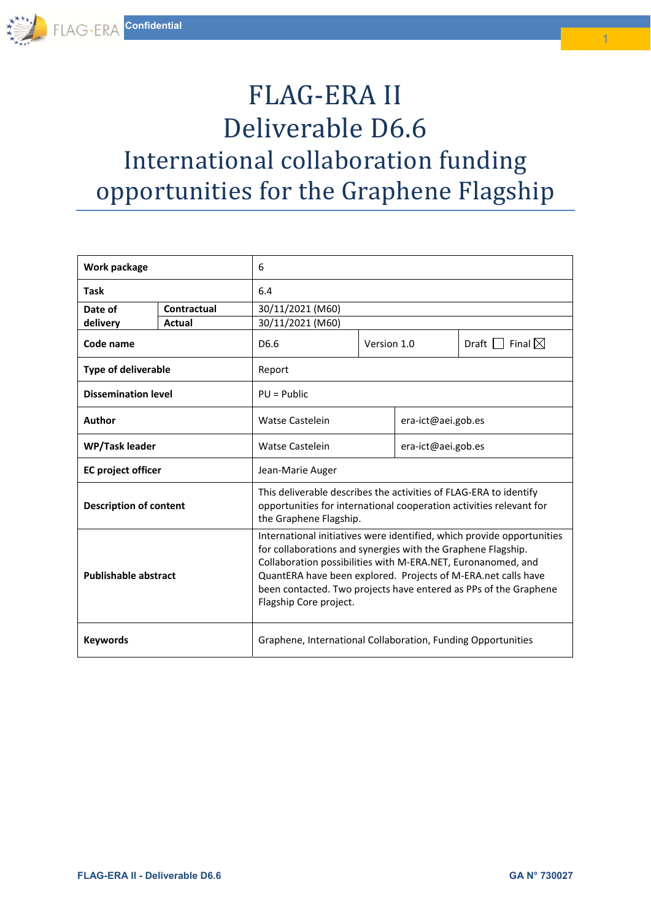# FLAG-ERA II
# Deliverable D6.6
# International collaboration funding opportunities for the Graphene Flagship

| | | | | |
|---|---|---|---|---|
| **Work package** | | 6 | | |
| **Task** | | 6.4 | | |
| **Date of delivery** | **Contractual** | 30/11/2021 (M60) | | |
| | **Actual** | 30/11/2021 (M60) | | |
| **Code name** | | D6.6 | Version 1.0 | Draft ☐ Final ☒ |
| **Type of deliverable** | | Report | | |
| **Dissemination level** | | PU = Public | | |
| **Author** | | Watse Castelein | era-ict@aei.gob.es | |
| **WP/Task leader** | | Watse Castelein | era-ict@aei.gob.es | |
| **EC project officer** | | Jean-Marie Auger | | |
| **Description of content** | | This deliverable describes the activities of FLAG-ERA to identify opportunities for international cooperation activities relevant for the Graphene Flagship. | | |
| **Publishable abstract** | | International initiatives were identified, which provide opportunities for collaborations and synergies with the Graphene Flagship. Collaboration possibilities with M-ERA.NET, Euronanomed, and QuantERA have been explored. Projects of M-ERA.net calls have been contacted. Two projects have entered as PPs of the Graphene Flagship Core project. | | |
| **Keywords** | | Graphene, International Collaboration, Funding Opportunities | | |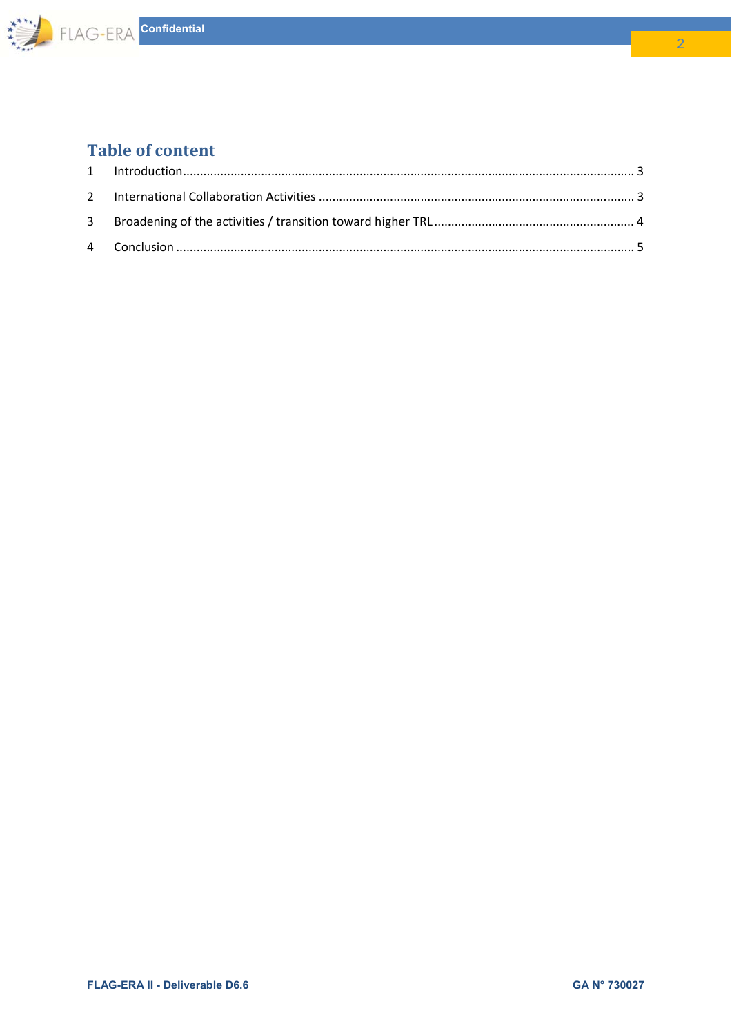## Table of content

1 Introduction ........................................................................................................................ 3

2 International Collaboration Activities ................................................................................ 3

3 Broadening of the activities / transition toward higher TRL ............................................... 4

4 Conclusion .......................................................................................................................... 5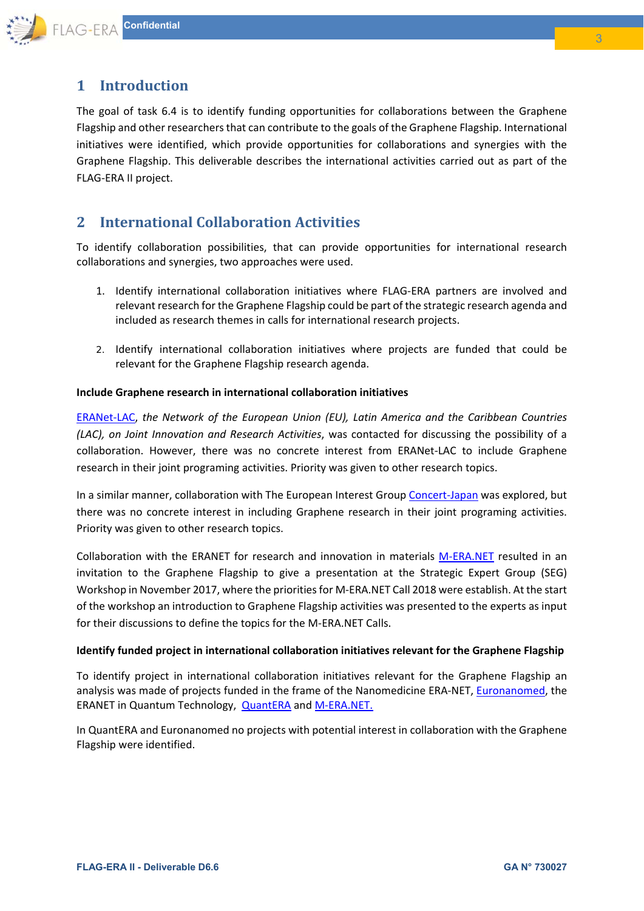# 1 Introduction

The goal of task 6.4 is to identify funding opportunities for collaborations between the Graphene Flagship and other researchers that can contribute to the goals of the Graphene Flagship. International initiatives were identified, which provide opportunities for collaborations and synergies with the Graphene Flagship. This deliverable describes the international activities carried out as part of the FLAG-ERA II project.

# 2 International Collaboration Activities

To identify collaboration possibilities, that can provide opportunities for international research collaborations and synergies, two approaches were used.

1. Identify international collaboration initiatives where FLAG-ERA partners are involved and relevant research for the Graphene Flagship could be part of the strategic research agenda and included as research themes in calls for international research projects.

2. Identify international collaboration initiatives where projects are funded that could be relevant for the Graphene Flagship research agenda.

**Include Graphene research in international collaboration initiatives**

ERANet-LAC, *the Network of the European Union (EU), Latin America and the Caribbean Countries (LAC), on Joint Innovation and Research Activities*, was contacted for discussing the possibility of a collaboration. However, there was no concrete interest from ERANet-LAC to include Graphene research in their joint programing activities. Priority was given to other research topics.

In a similar manner, collaboration with The European Interest Group Concert-Japan was explored, but there was no concrete interest in including Graphene research in their joint programing activities. Priority was given to other research topics.

Collaboration with the ERANET for research and innovation in materials M-ERA.NET resulted in an invitation to the Graphene Flagship to give a presentation at the Strategic Expert Group (SEG) Workshop in November 2017, where the priorities for M-ERA.NET Call 2018 were establish. At the start of the workshop an introduction to Graphene Flagship activities was presented to the experts as input for their discussions to define the topics for the M-ERA.NET Calls.

**Identify funded project in international collaboration initiatives relevant for the Graphene Flagship**

To identify project in international collaboration initiatives relevant for the Graphene Flagship an analysis was made of projects funded in the frame of the Nanomedicine ERA-NET, Euronanomed, the ERANET in Quantum Technology, QuantERA and M-ERA.NET.

In QuantERA and Euronanomed no projects with potential interest in collaboration with the Graphene Flagship were identified.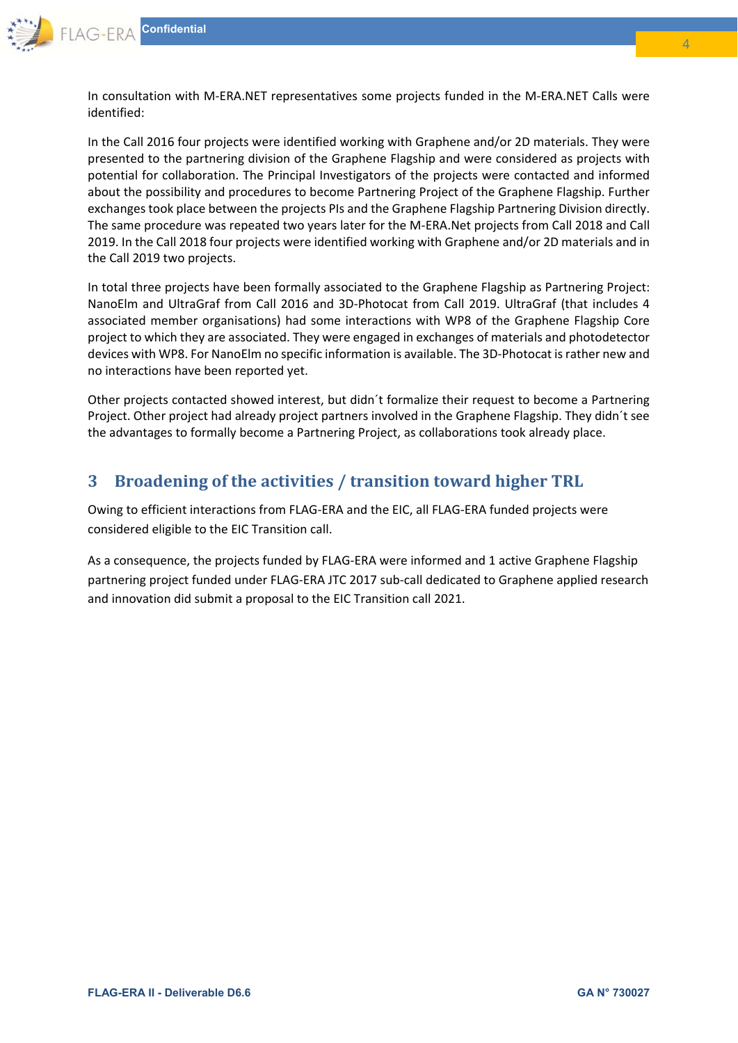In consultation with M-ERA.NET representatives some projects funded in the M-ERA.NET Calls were identified:

In the Call 2016 four projects were identified working with Graphene and/or 2D materials. They were presented to the partnering division of the Graphene Flagship and were considered as projects with potential for collaboration. The Principal Investigators of the projects were contacted and informed about the possibility and procedures to become Partnering Project of the Graphene Flagship. Further exchanges took place between the projects PIs and the Graphene Flagship Partnering Division directly. The same procedure was repeated two years later for the M-ERA.Net projects from Call 2018 and Call 2019. In the Call 2018 four projects were identified working with Graphene and/or 2D materials and in the Call 2019 two projects.

In total three projects have been formally associated to the Graphene Flagship as Partnering Project: NanoElm and UltraGraf from Call 2016 and 3D-Photocat from Call 2019. UltraGraf (that includes 4 associated member organisations) had some interactions with WP8 of the Graphene Flagship Core project to which they are associated. They were engaged in exchanges of materials and photodetector devices with WP8. For NanoElm no specific information is available. The 3D-Photocat is rather new and no interactions have been reported yet.

Other projects contacted showed interest, but didn´t formalize their request to become a Partnering Project. Other project had already project partners involved in the Graphene Flagship. They didn´t see the advantages to formally become a Partnering Project, as collaborations took already place.

# 3 Broadening of the activities / transition toward higher TRL

Owing to efficient interactions from FLAG-ERA and the EIC, all FLAG-ERA funded projects were considered eligible to the EIC Transition call.

As a consequence, the projects funded by FLAG-ERA were informed and 1 active Graphene Flagship partnering project funded under FLAG-ERA JTC 2017 sub-call dedicated to Graphene applied research and innovation did submit a proposal to the EIC Transition call 2021.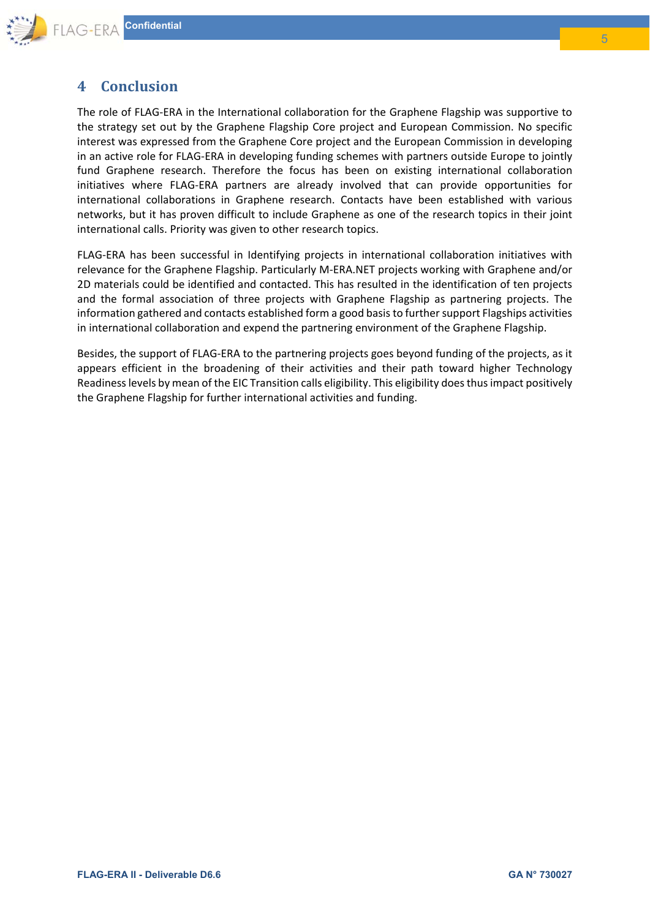# 4 Conclusion

The role of FLAG-ERA in the International collaboration for the Graphene Flagship was supportive to the strategy set out by the Graphene Flagship Core project and European Commission. No specific interest was expressed from the Graphene Core project and the European Commission in developing in an active role for FLAG-ERA in developing funding schemes with partners outside Europe to jointly fund Graphene research. Therefore the focus has been on existing international collaboration initiatives where FLAG-ERA partners are already involved that can provide opportunities for international collaborations in Graphene research. Contacts have been established with various networks, but it has proven difficult to include Graphene as one of the research topics in their joint international calls. Priority was given to other research topics.

FLAG-ERA has been successful in Identifying projects in international collaboration initiatives with relevance for the Graphene Flagship. Particularly M-ERA.NET projects working with Graphene and/or 2D materials could be identified and contacted. This has resulted in the identification of ten projects and the formal association of three projects with Graphene Flagship as partnering projects. The information gathered and contacts established form a good basis to further support Flagships activities in international collaboration and expend the partnering environment of the Graphene Flagship.

Besides, the support of FLAG-ERA to the partnering projects goes beyond funding of the projects, as it appears efficient in the broadening of their activities and their path toward higher Technology Readiness levels by mean of the EIC Transition calls eligibility. This eligibility does thus impact positively the Graphene Flagship for further international activities and funding.